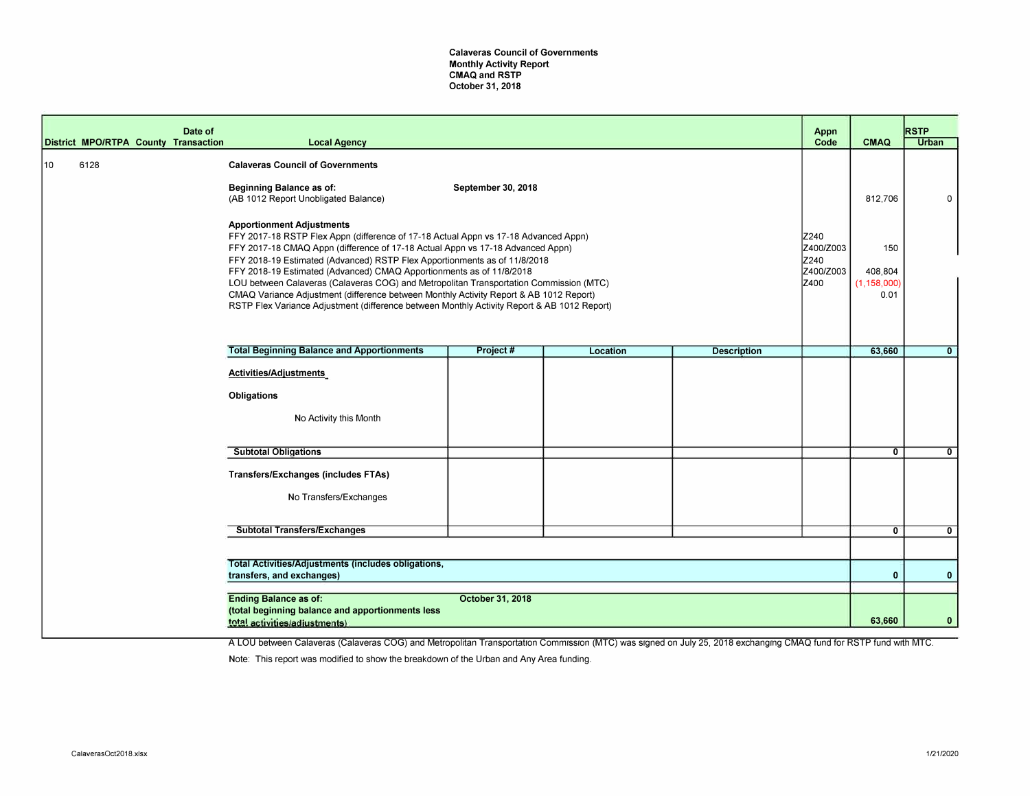# Calaveras Council of Governments
## Monthly Activity Report
## CMAQ and RSTP
## October 31, 2018

| District | MPO/RTPA | County | Date of Transaction | Local Agency | Project # | Location | Description | Appn Code | CMAQ | RSTP Urban |
|---|---|---|---|---|---|---|---|---|---|---|
| 10 | 6128 | | | **Calaveras Council of Governments** | | | | | | |
| | | | | **Beginning Balance as of:** **September 30, 2018** (AB 1012 Report Unobligated Balance) | | | | | 812,706 | 0 |
| | | | | **Apportionment Adjustments** | | | | | | |
| | | | | FFY 2017-18 RSTP Flex Appn (difference of 17-18 Actual Appn vs 17-18 Advanced Appn) | | | | Z240 | | |
| | | | | FFY 2017-18 CMAQ Appn (difference of 17-18 Actual Appn vs 17-18 Advanced Appn) | | | | Z400/Z003 | 150 | |
| | | | | FFY 2018-19 Estimated (Advanced) RSTP Flex Apportionments as of 11/8/2018 | | | | Z240 | | |
| | | | | FFY 2018-19 Estimated (Advanced) CMAQ Apportionments as of 11/8/2018 | | | | Z400/Z003 | 408,804 | |
| | | | | LOU between Calaveras (Calaveras COG) and Metropolitan Transportation Commission (MTC) | | | | Z400 | (1,158,000) | |
| | | | | CMAQ Variance Adjustment (difference between Monthly Activity Report & AB 1012 Report) | | | | | 0.01 | |
| | | | | RSTP Flex Variance Adjustment (difference between Monthly Activity Report & AB 1012 Report) | | | | | | |
| | | | | **Total Beginning Balance and Apportionments** | | | | | 63,660 | 0 |
| | | | | **Activities/Adjustments** | | | | | | |
| | | | | **Obligations** | | | | | | |
| | | | | No Activity this Month | | | | | | |
| | | | | **Subtotal Obligations** | | | | | 0 | 0 |
| | | | | **Transfers/Exchanges (includes FTAs)** | | | | | | |
| | | | | No Transfers/Exchanges | | | | | | |
| | | | | **Subtotal Transfers/Exchanges** | | | | | 0 | 0 |
| | | | | **Total Activities/Adjustments (includes obligations, transfers, and exchanges)** | | | | | 0 | 0 |
| | | | | **Ending Balance as of:** **October 31, 2018** **(total beginning balance and apportionments less total activities/adjustments)** | | | | | 63,660 | 0 |

A LOU between Calaveras (Calaveras COG) and Metropolitan Transportation Commission (MTC) was signed on July 25, 2018 exchanging CMAQ fund for RSTP fund with MTC.

Note: This report was modified to show the breakdown of the Urban and Any Area funding.

CalaverasOct2018.xlsx 1/21/2020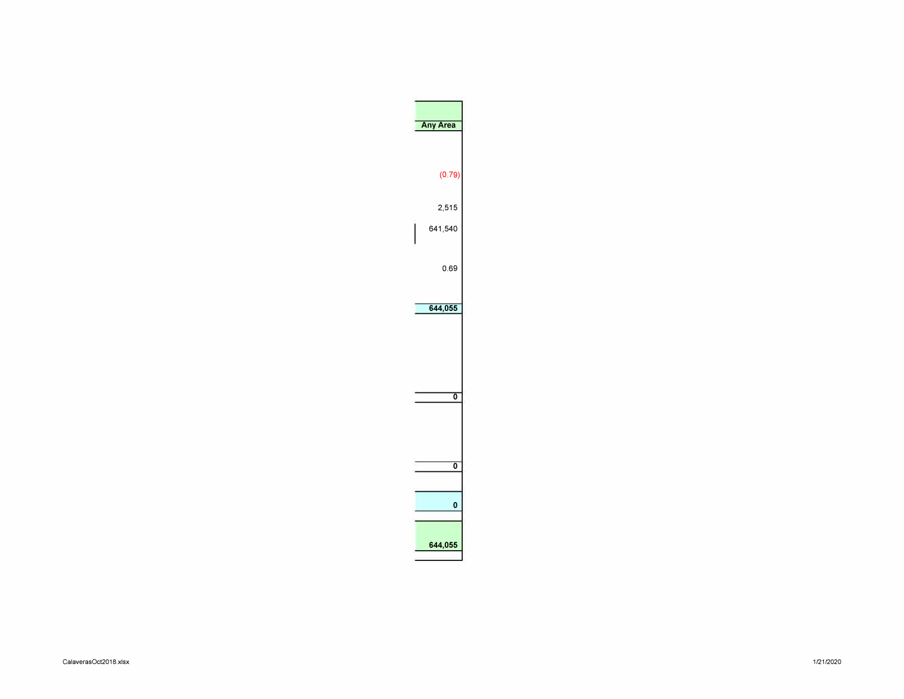| Any Area |
|---|
| (0.79) |
| 2,515 |
| 641,540 |
| 0.69 |
| **644,055** |
| **0** |
| **0** |
| **0** |
| **644,055** |